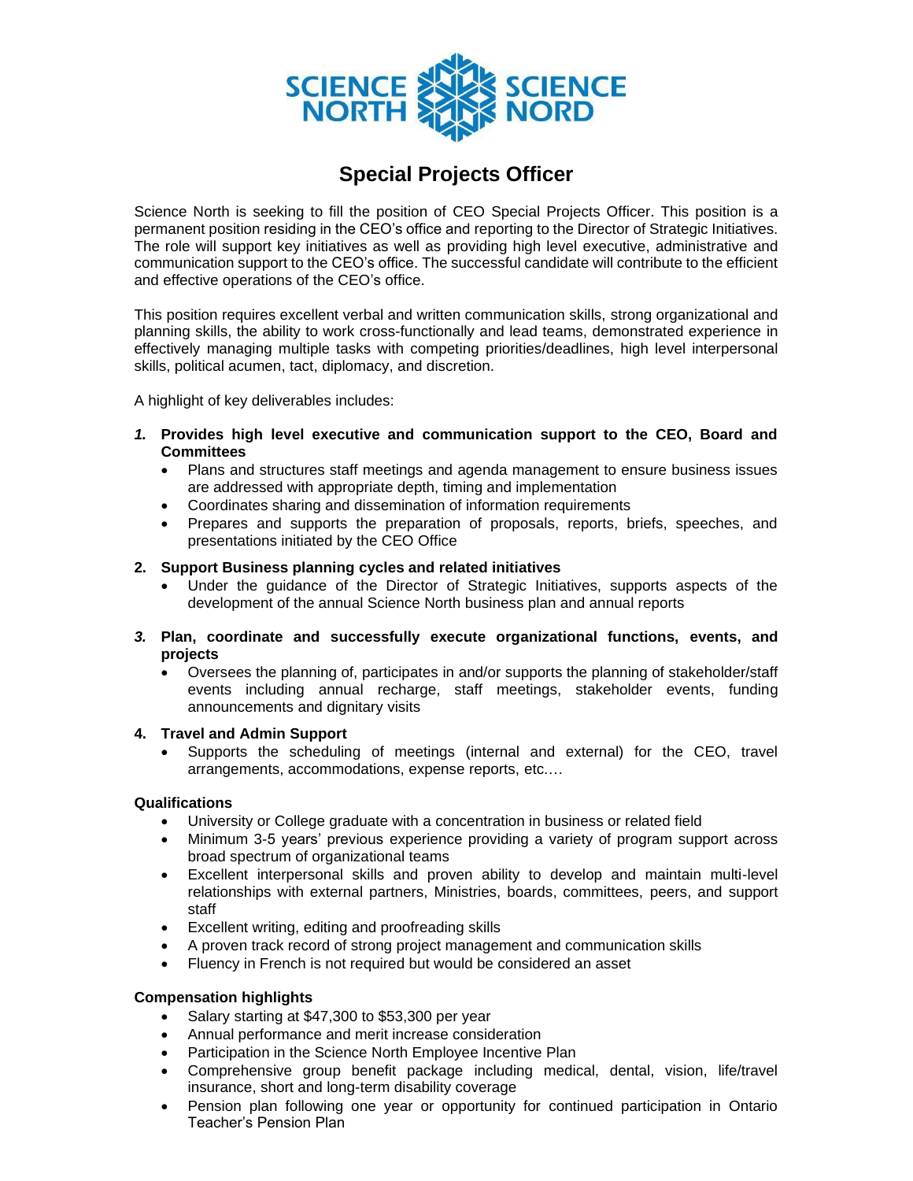SCIENCE NORTH SCIENCE NORD

# Special Projects Officer

Science North is seeking to fill the position of CEO Special Projects Officer. This position is a permanent position residing in the CEO's office and reporting to the Director of Strategic Initiatives. The role will support key initiatives as well as providing high level executive, administrative and communication support to the CEO's office. The successful candidate will contribute to the efficient and effective operations of the CEO's office.

This position requires excellent verbal and written communication skills, strong organizational and planning skills, the ability to work cross-functionally and lead teams, demonstrated experience in effectively managing multiple tasks with competing priorities/deadlines, high level interpersonal skills, political acumen, tact, diplomacy, and discretion.

A highlight of key deliverables includes:

1. **Provides high level executive and communication support to the CEO, Board and Committees**
   - Plans and structures staff meetings and agenda management to ensure business issues are addressed with appropriate depth, timing and implementation
   - Coordinates sharing and dissemination of information requirements
   - Prepares and supports the preparation of proposals, reports, briefs, speeches, and presentations initiated by the CEO Office

2. **Support Business planning cycles and related initiatives**
   - Under the guidance of the Director of Strategic Initiatives, supports aspects of the development of the annual Science North business plan and annual reports

3. **Plan, coordinate and successfully execute organizational functions, events, and projects**
   - Oversees the planning of, participates in and/or supports the planning of stakeholder/staff events including annual recharge, staff meetings, stakeholder events, funding announcements and dignitary visits

4. **Travel and Admin Support**
   - Supports the scheduling of meetings (internal and external) for the CEO, travel arrangements, accommodations, expense reports, etc.…

### Qualifications

- University or College graduate with a concentration in business or related field
- Minimum 3-5 years' previous experience providing a variety of program support across broad spectrum of organizational teams
- Excellent interpersonal skills and proven ability to develop and maintain multi-level relationships with external partners, Ministries, boards, committees, peers, and support staff
- Excellent writing, editing and proofreading skills
- A proven track record of strong project management and communication skills
- Fluency in French is not required but would be considered an asset

### Compensation highlights

- Salary starting at $47,300 to $53,300 per year
- Annual performance and merit increase consideration
- Participation in the Science North Employee Incentive Plan
- Comprehensive group benefit package including medical, dental, vision, life/travel insurance, short and long-term disability coverage
- Pension plan following one year or opportunity for continued participation in Ontario Teacher's Pension Plan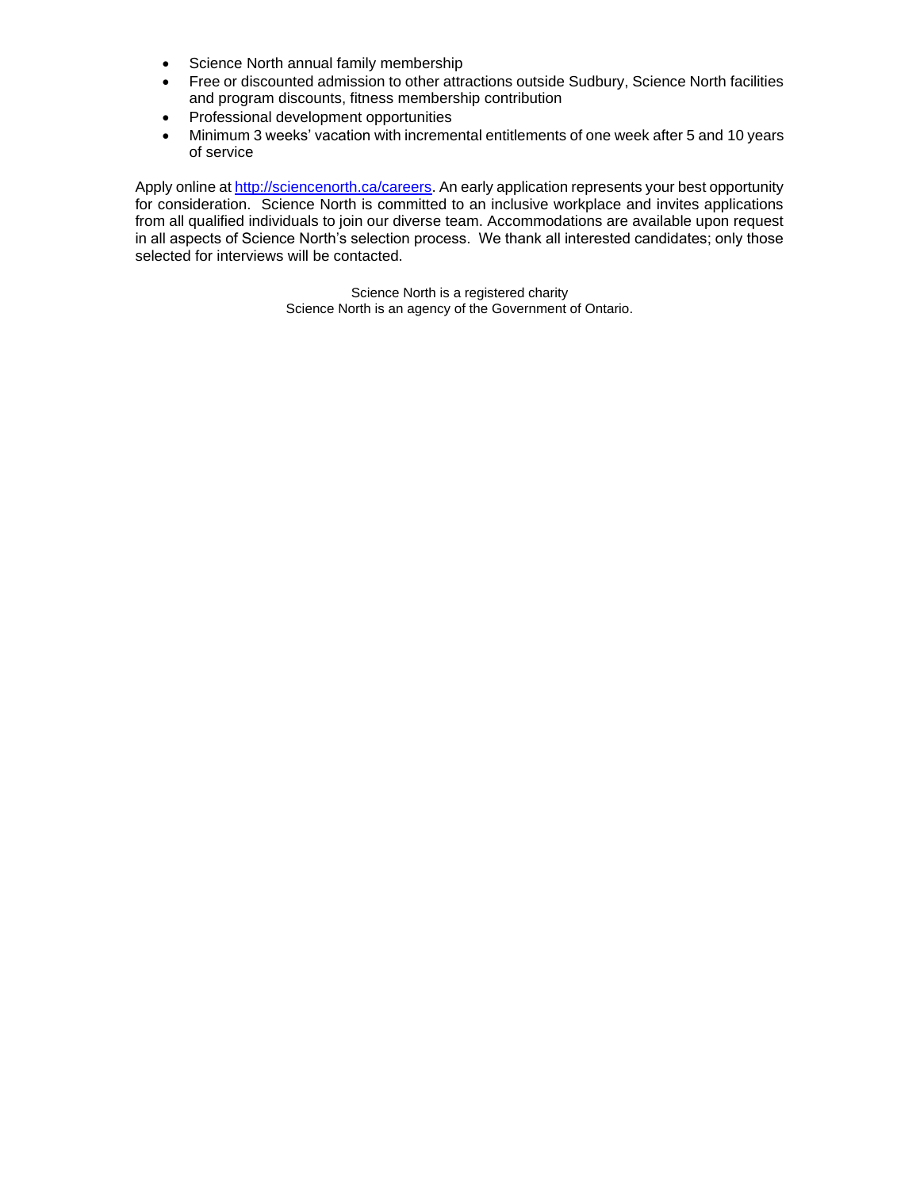- Science North annual family membership
- Free or discounted admission to other attractions outside Sudbury, Science North facilities and program discounts, fitness membership contribution
- Professional development opportunities
- Minimum 3 weeks' vacation with incremental entitlements of one week after 5 and 10 years of service

Apply online at [http://sciencenorth.ca/careers](http://sciencenorth.ca/careers). An early application represents your best opportunity for consideration. Science North is committed to an inclusive workplace and invites applications from all qualified individuals to join our diverse team. Accommodations are available upon request in all aspects of Science North's selection process. We thank all interested candidates; only those selected for interviews will be contacted.

Science North is a registered charity
Science North is an agency of the Government of Ontario.